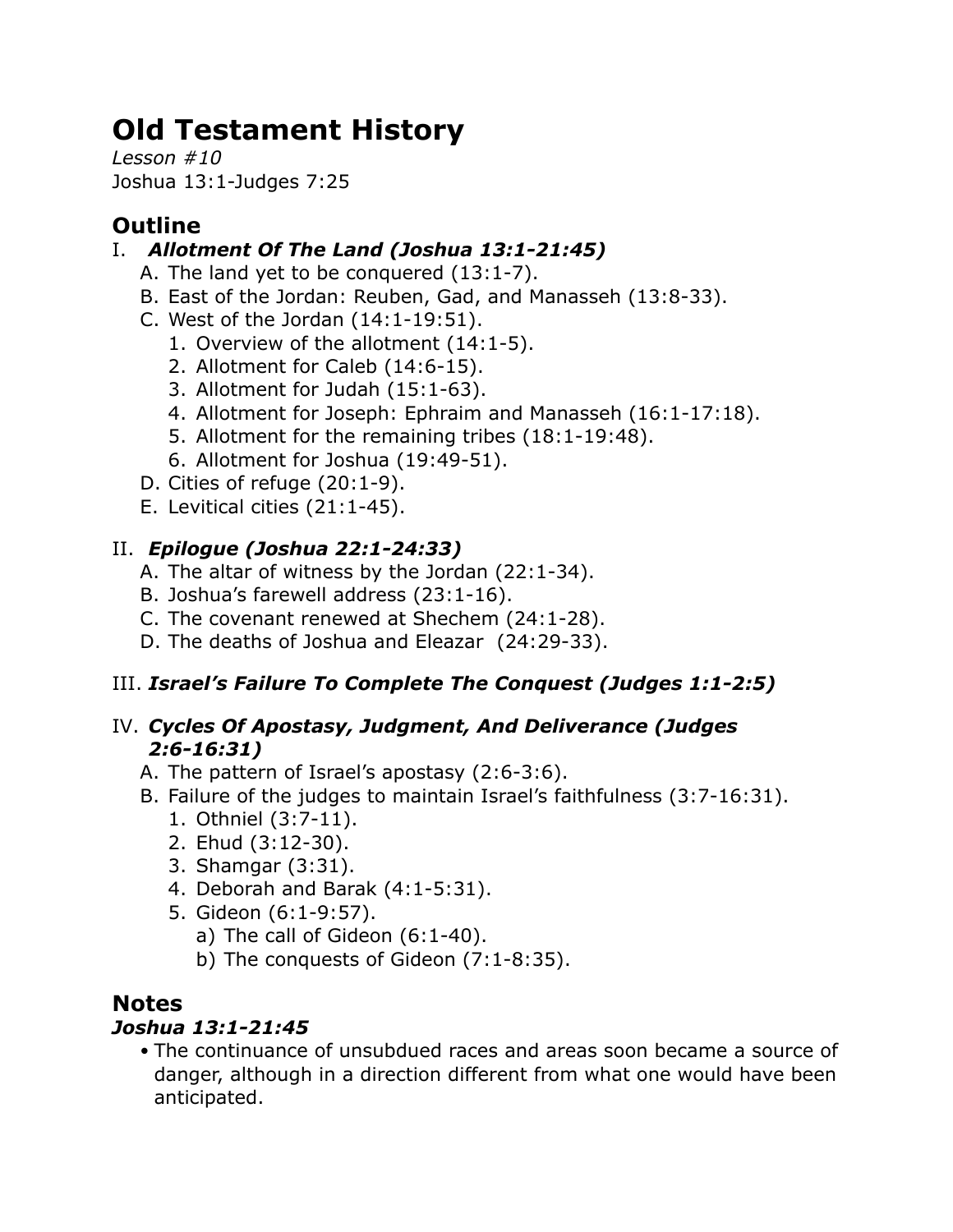# Old Testament History

*Lesson #10*

Joshua 13:1-Judges 7:25

## Outline

I. ***Allotment Of The Land (Joshua 13:1-21:45)***

   A. The land yet to be conquered (13:1-7).

   B. East of the Jordan: Reuben, Gad, and Manasseh (13:8-33).

   C. West of the Jordan (14:1-19:51).

      1. Overview of the allotment (14:1-5).
      2. Allotment for Caleb (14:6-15).
      3. Allotment for Judah (15:1-63).
      4. Allotment for Joseph: Ephraim and Manasseh (16:1-17:18).
      5. Allotment for the remaining tribes (18:1-19:48).
      6. Allotment for Joshua (19:49-51).

   D. Cities of refuge (20:1-9).

   E. Levitical cities (21:1-45).

II. ***Epilogue (Joshua 22:1-24:33)***

   A. The altar of witness by the Jordan (22:1-34).

   B. Joshua's farewell address (23:1-16).

   C. The covenant renewed at Shechem (24:1-28).

   D. The deaths of Joshua and Eleazar (24:29-33).

III. ***Israel's Failure To Complete The Conquest (Judges 1:1-2:5)***

IV. ***Cycles Of Apostasy, Judgment, And Deliverance (Judges 2:6-16:31)***

   A. The pattern of Israel's apostasy (2:6-3:6).

   B. Failure of the judges to maintain Israel's faithfulness (3:7-16:31).

      1. Othniel (3:7-11).
      2. Ehud (3:12-30).
      3. Shamgar (3:31).
      4. Deborah and Barak (4:1-5:31).
      5. Gideon (6:1-9:57).
         a) The call of Gideon (6:1-40).
         b) The conquests of Gideon (7:1-8:35).

## Notes

### *Joshua 13:1-21:45*

- The continuance of unsubdued races and areas soon became a source of danger, although in a direction different from what one would have been anticipated.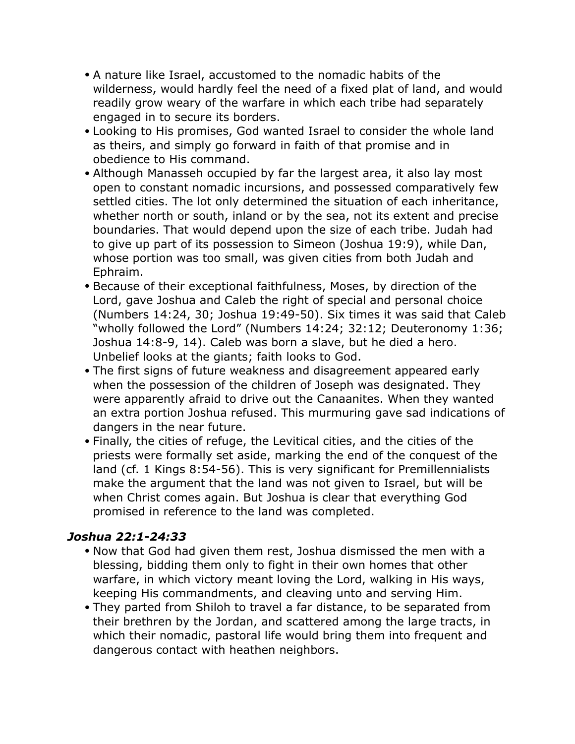- A nature like Israel, accustomed to the nomadic habits of the wilderness, would hardly feel the need of a fixed plat of land, and would readily grow weary of the warfare in which each tribe had separately engaged in to secure its borders.
- Looking to His promises, God wanted Israel to consider the whole land as theirs, and simply go forward in faith of that promise and in obedience to His command.
- Although Manasseh occupied by far the largest area, it also lay most open to constant nomadic incursions, and possessed comparatively few settled cities. The lot only determined the situation of each inheritance, whether north or south, inland or by the sea, not its extent and precise boundaries. That would depend upon the size of each tribe. Judah had to give up part of its possession to Simeon (Joshua 19:9), while Dan, whose portion was too small, was given cities from both Judah and Ephraim.
- Because of their exceptional faithfulness, Moses, by direction of the Lord, gave Joshua and Caleb the right of special and personal choice (Numbers 14:24, 30; Joshua 19:49-50). Six times it was said that Caleb "wholly followed the Lord" (Numbers 14:24; 32:12; Deuteronomy 1:36; Joshua 14:8-9, 14). Caleb was born a slave, but he died a hero. Unbelief looks at the giants; faith looks to God.
- The first signs of future weakness and disagreement appeared early when the possession of the children of Joseph was designated. They were apparently afraid to drive out the Canaanites. When they wanted an extra portion Joshua refused. This murmuring gave sad indications of dangers in the near future.
- Finally, the cities of refuge, the Levitical cities, and the cities of the priests were formally set aside, marking the end of the conquest of the land (cf. 1 Kings 8:54-56). This is very significant for Premillennialists make the argument that the land was not given to Israel, but will be when Christ comes again. But Joshua is clear that everything God promised in reference to the land was completed.

### *Joshua 22:1-24:33*

- Now that God had given them rest, Joshua dismissed the men with a blessing, bidding them only to fight in their own homes that other warfare, in which victory meant loving the Lord, walking in His ways, keeping His commandments, and cleaving unto and serving Him.
- They parted from Shiloh to travel a far distance, to be separated from their brethren by the Jordan, and scattered among the large tracts, in which their nomadic, pastoral life would bring them into frequent and dangerous contact with heathen neighbors.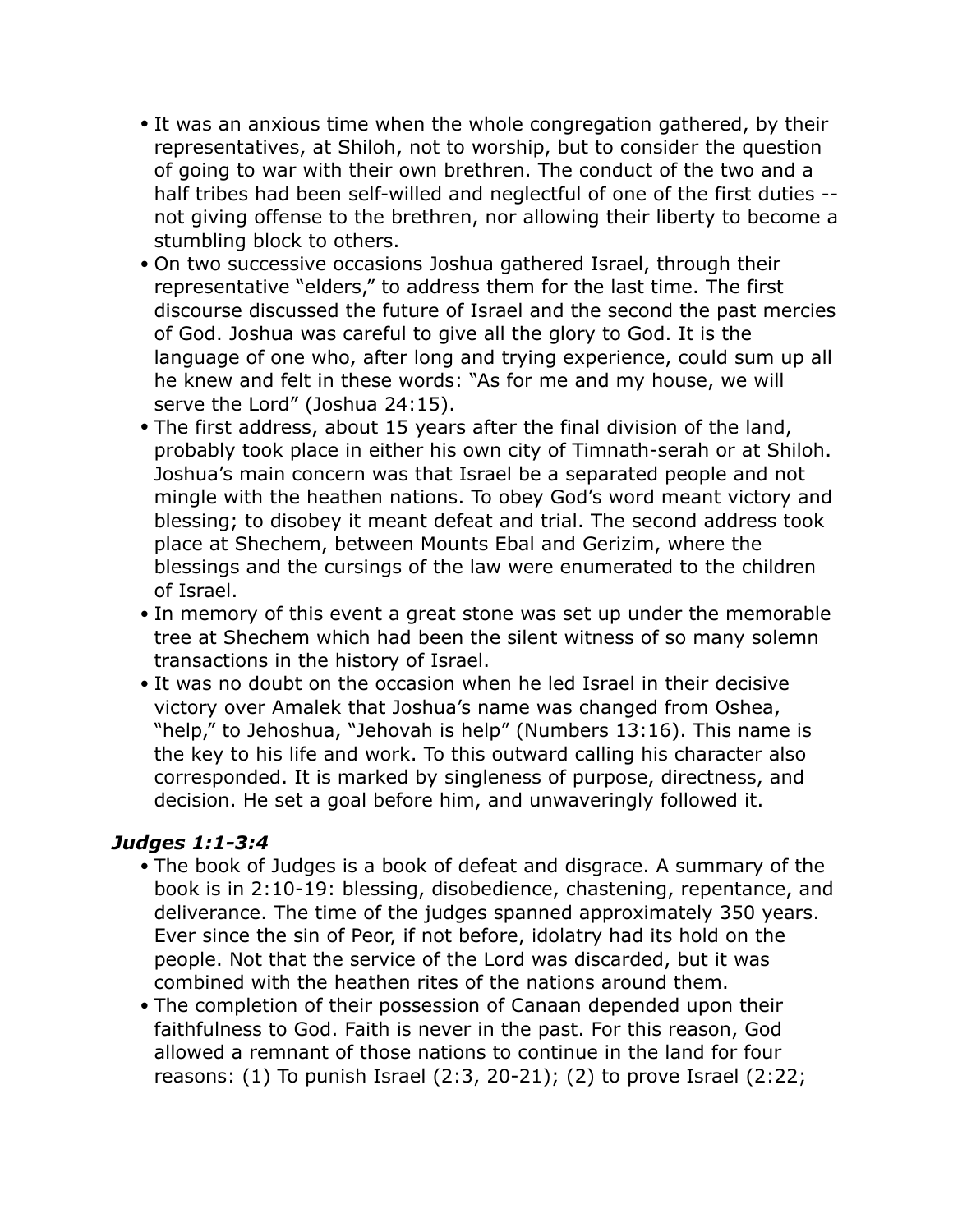- It was an anxious time when the whole congregation gathered, by their representatives, at Shiloh, not to worship, but to consider the question of going to war with their own brethren. The conduct of the two and a half tribes had been self-willed and neglectful of one of the first duties -- not giving offense to the brethren, nor allowing their liberty to become a stumbling block to others.
- On two successive occasions Joshua gathered Israel, through their representative "elders," to address them for the last time. The first discourse discussed the future of Israel and the second the past mercies of God. Joshua was careful to give all the glory to God. It is the language of one who, after long and trying experience, could sum up all he knew and felt in these words: "As for me and my house, we will serve the Lord" (Joshua 24:15).
- The first address, about 15 years after the final division of the land, probably took place in either his own city of Timnath-serah or at Shiloh. Joshua's main concern was that Israel be a separated people and not mingle with the heathen nations. To obey God's word meant victory and blessing; to disobey it meant defeat and trial. The second address took place at Shechem, between Mounts Ebal and Gerizim, where the blessings and the cursings of the law were enumerated to the children of Israel.
- In memory of this event a great stone was set up under the memorable tree at Shechem which had been the silent witness of so many solemn transactions in the history of Israel.
- It was no doubt on the occasion when he led Israel in their decisive victory over Amalek that Joshua's name was changed from Oshea, "help," to Jehoshua, "Jehovah is help" (Numbers 13:16). This name is the key to his life and work. To this outward calling his character also corresponded. It is marked by singleness of purpose, directness, and decision. He set a goal before him, and unwaveringly followed it.

### *Judges 1:1-3:4*

- The book of Judges is a book of defeat and disgrace. A summary of the book is in 2:10-19: blessing, disobedience, chastening, repentance, and deliverance. The time of the judges spanned approximately 350 years. Ever since the sin of Peor, if not before, idolatry had its hold on the people. Not that the service of the Lord was discarded, but it was combined with the heathen rites of the nations around them.
- The completion of their possession of Canaan depended upon their faithfulness to God. Faith is never in the past. For this reason, God allowed a remnant of those nations to continue in the land for four reasons: (1) To punish Israel (2:3, 20-21); (2) to prove Israel (2:22;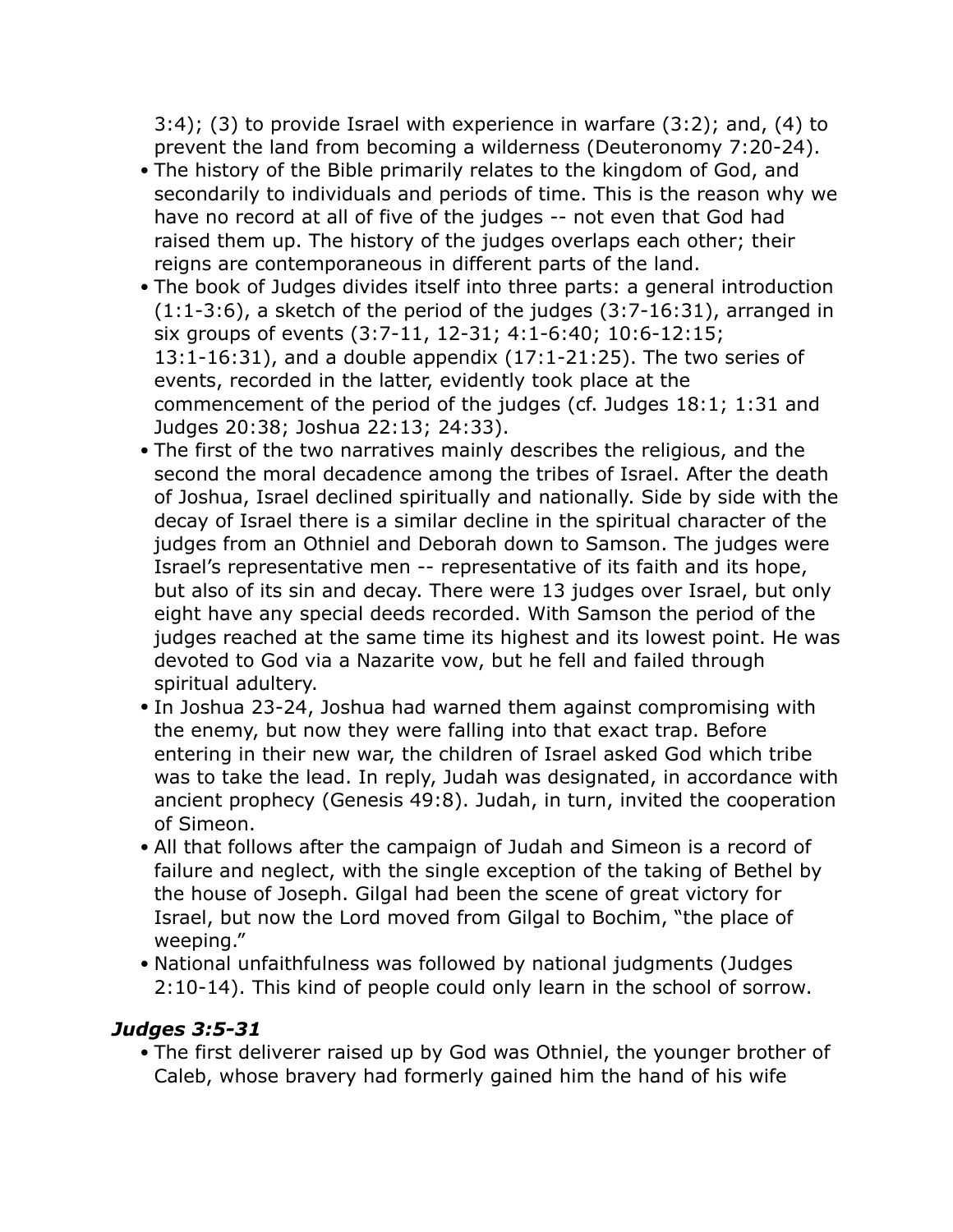3:4); (3) to provide Israel with experience in warfare (3:2); and, (4) to prevent the land from becoming a wilderness (Deuteronomy 7:20-24).

- The history of the Bible primarily relates to the kingdom of God, and secondarily to individuals and periods of time. This is the reason why we have no record at all of five of the judges -- not even that God had raised them up. The history of the judges overlaps each other; their reigns are contemporaneous in different parts of the land.
- The book of Judges divides itself into three parts: a general introduction (1:1-3:6), a sketch of the period of the judges (3:7-16:31), arranged in six groups of events (3:7-11, 12-31; 4:1-6:40; 10:6-12:15; 13:1-16:31), and a double appendix (17:1-21:25). The two series of events, recorded in the latter, evidently took place at the commencement of the period of the judges (cf. Judges 18:1; 1:31 and Judges 20:38; Joshua 22:13; 24:33).
- The first of the two narratives mainly describes the religious, and the second the moral decadence among the tribes of Israel. After the death of Joshua, Israel declined spiritually and nationally. Side by side with the decay of Israel there is a similar decline in the spiritual character of the judges from an Othniel and Deborah down to Samson. The judges were Israel's representative men -- representative of its faith and its hope, but also of its sin and decay. There were 13 judges over Israel, but only eight have any special deeds recorded. With Samson the period of the judges reached at the same time its highest and its lowest point. He was devoted to God via a Nazarite vow, but he fell and failed through spiritual adultery.
- In Joshua 23-24, Joshua had warned them against compromising with the enemy, but now they were falling into that exact trap. Before entering in their new war, the children of Israel asked God which tribe was to take the lead. In reply, Judah was designated, in accordance with ancient prophecy (Genesis 49:8). Judah, in turn, invited the cooperation of Simeon.
- All that follows after the campaign of Judah and Simeon is a record of failure and neglect, with the single exception of the taking of Bethel by the house of Joseph. Gilgal had been the scene of great victory for Israel, but now the Lord moved from Gilgal to Bochim, "the place of weeping."
- National unfaithfulness was followed by national judgments (Judges 2:10-14). This kind of people could only learn in the school of sorrow.

### *Judges 3:5-31*

- The first deliverer raised up by God was Othniel, the younger brother of Caleb, whose bravery had formerly gained him the hand of his wife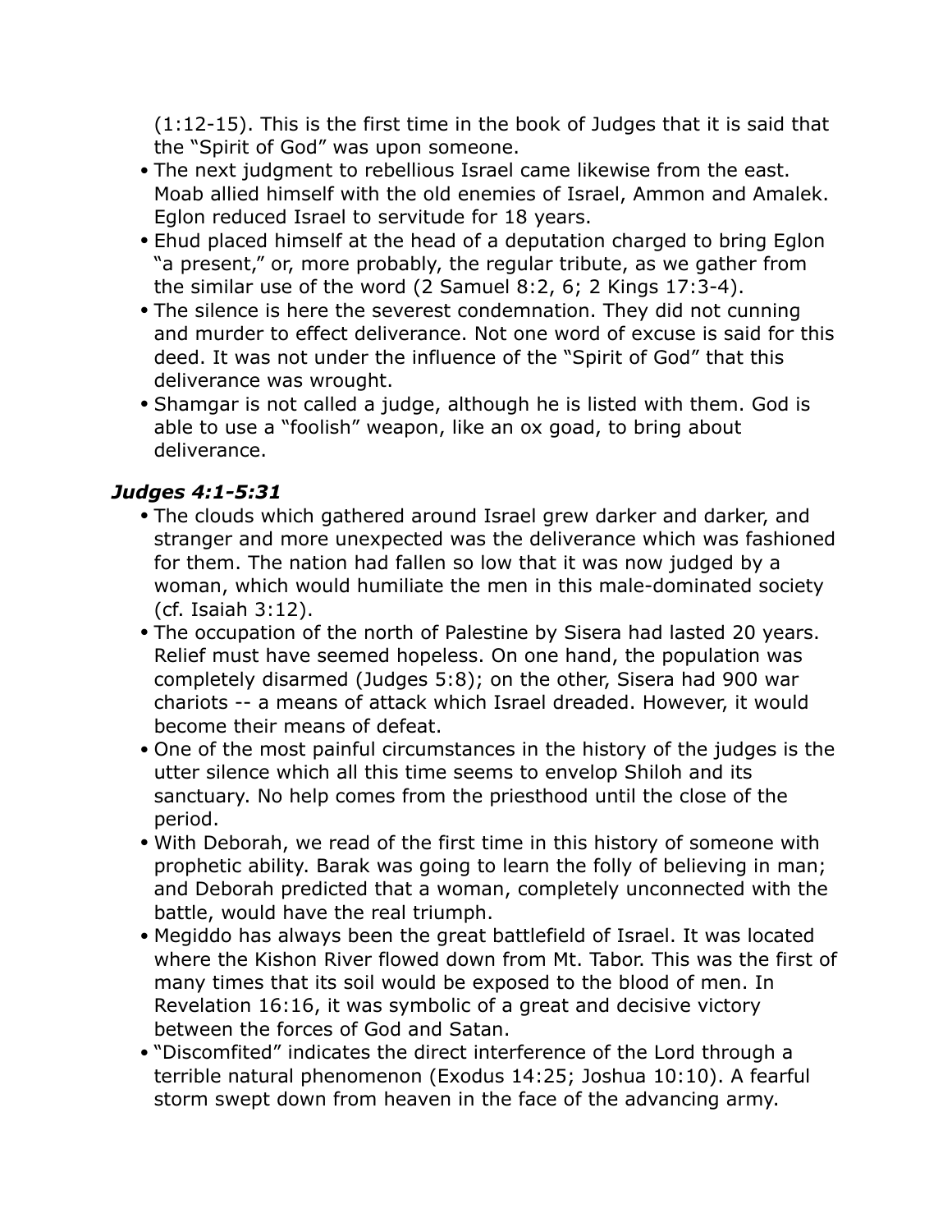(1:12-15). This is the first time in the book of Judges that it is said that the "Spirit of God" was upon someone.

- The next judgment to rebellious Israel came likewise from the east. Moab allied himself with the old enemies of Israel, Ammon and Amalek. Eglon reduced Israel to servitude for 18 years.
- Ehud placed himself at the head of a deputation charged to bring Eglon "a present," or, more probably, the regular tribute, as we gather from the similar use of the word (2 Samuel 8:2, 6; 2 Kings 17:3-4).
- The silence is here the severest condemnation. They did not cunning and murder to effect deliverance. Not one word of excuse is said for this deed. It was not under the influence of the "Spirit of God" that this deliverance was wrought.
- Shamgar is not called a judge, although he is listed with them. God is able to use a "foolish" weapon, like an ox goad, to bring about deliverance.

### *Judges 4:1-5:31*

- The clouds which gathered around Israel grew darker and darker, and stranger and more unexpected was the deliverance which was fashioned for them. The nation had fallen so low that it was now judged by a woman, which would humiliate the men in this male-dominated society (cf. Isaiah 3:12).
- The occupation of the north of Palestine by Sisera had lasted 20 years. Relief must have seemed hopeless. On one hand, the population was completely disarmed (Judges 5:8); on the other, Sisera had 900 war chariots -- a means of attack which Israel dreaded. However, it would become their means of defeat.
- One of the most painful circumstances in the history of the judges is the utter silence which all this time seems to envelop Shiloh and its sanctuary. No help comes from the priesthood until the close of the period.
- With Deborah, we read of the first time in this history of someone with prophetic ability. Barak was going to learn the folly of believing in man; and Deborah predicted that a woman, completely unconnected with the battle, would have the real triumph.
- Megiddo has always been the great battlefield of Israel. It was located where the Kishon River flowed down from Mt. Tabor. This was the first of many times that its soil would be exposed to the blood of men. In Revelation 16:16, it was symbolic of a great and decisive victory between the forces of God and Satan.
- "Discomfited" indicates the direct interference of the Lord through a terrible natural phenomenon (Exodus 14:25; Joshua 10:10). A fearful storm swept down from heaven in the face of the advancing army.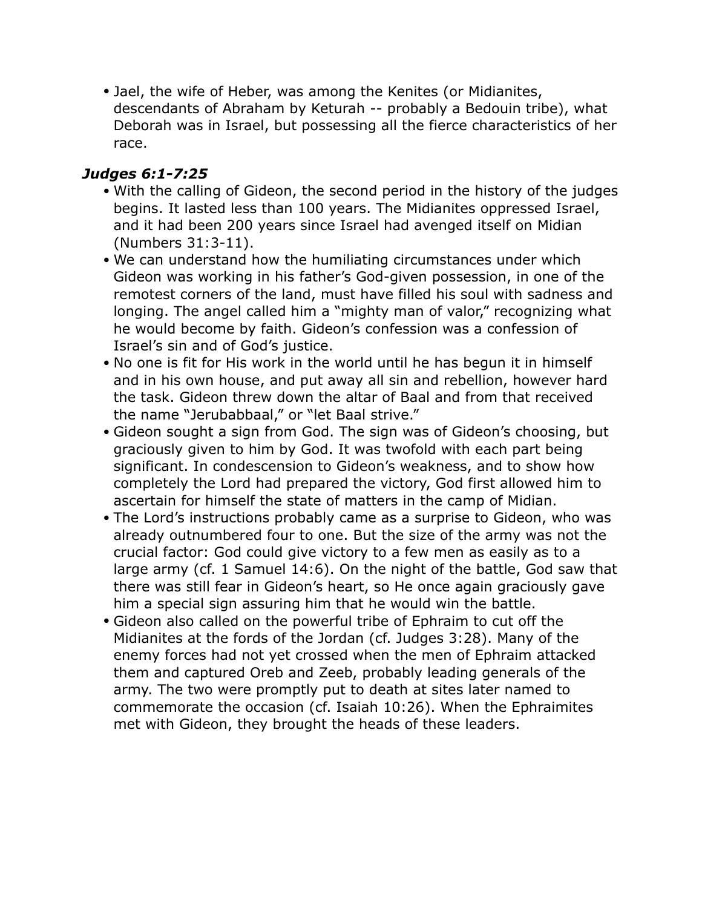- Jael, the wife of Heber, was among the Kenites (or Midianites, descendants of Abraham by Keturah -- probably a Bedouin tribe), what Deborah was in Israel, but possessing all the fierce characteristics of her race.

### *Judges 6:1-7:25*

- With the calling of Gideon, the second period in the history of the judges begins. It lasted less than 100 years. The Midianites oppressed Israel, and it had been 200 years since Israel had avenged itself on Midian (Numbers 31:3-11).
- We can understand how the humiliating circumstances under which Gideon was working in his father's God-given possession, in one of the remotest corners of the land, must have filled his soul with sadness and longing. The angel called him a "mighty man of valor," recognizing what he would become by faith. Gideon's confession was a confession of Israel's sin and of God's justice.
- No one is fit for His work in the world until he has begun it in himself and in his own house, and put away all sin and rebellion, however hard the task. Gideon threw down the altar of Baal and from that received the name "Jerubabbaal," or "let Baal strive."
- Gideon sought a sign from God. The sign was of Gideon's choosing, but graciously given to him by God. It was twofold with each part being significant. In condescension to Gideon's weakness, and to show how completely the Lord had prepared the victory, God first allowed him to ascertain for himself the state of matters in the camp of Midian.
- The Lord's instructions probably came as a surprise to Gideon, who was already outnumbered four to one. But the size of the army was not the crucial factor: God could give victory to a few men as easily as to a large army (cf. 1 Samuel 14:6). On the night of the battle, God saw that there was still fear in Gideon's heart, so He once again graciously gave him a special sign assuring him that he would win the battle.
- Gideon also called on the powerful tribe of Ephraim to cut off the Midianites at the fords of the Jordan (cf. Judges 3:28). Many of the enemy forces had not yet crossed when the men of Ephraim attacked them and captured Oreb and Zeeb, probably leading generals of the army. The two were promptly put to death at sites later named to commemorate the occasion (cf. Isaiah 10:26). When the Ephraimites met with Gideon, they brought the heads of these leaders.